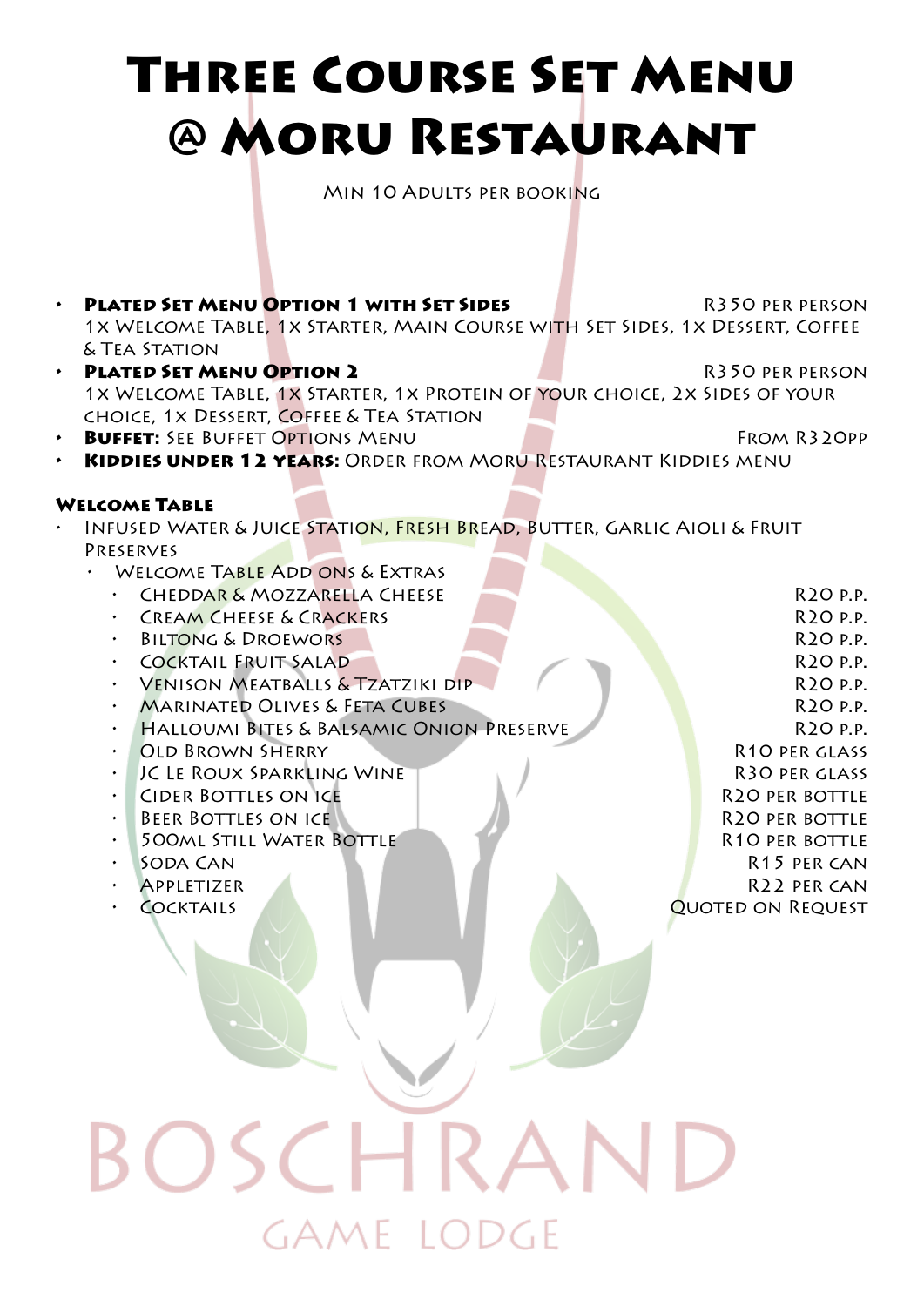# Three Course Set Menu @ Moru Restaurant

Min 10 Adults per booking

- **Plated Set Menu Option 1 with Set Sides** R350 per person
  1x Welcome Table, 1x Starter, Main Course with Set Sides, 1x Dessert, Coffee & Tea Station
- **Plated Set Menu Option 2** R350 per person
  1x Welcome Table, 1x Starter, 1x Protein of your choice, 2x Sides of your choice, 1x Dessert, Coffee & Tea Station
- **Buffet:** See Buffet Options Menu From R320pp
- **Kiddies under 12 years:** Order from Moru Restaurant Kiddies menu

## Welcome Table

- Infused Water & Juice Station, Fresh Bread, Butter, Garlic Aioli & Fruit Preserves
  - Welcome Table Add ons & Extras
    - Cheddar & Mozzarella Cheese R20 p.p.
    - Cream Cheese & Crackers R20 p.p.
    - Biltong & Droewors R20 p.p.
    - Cocktail Fruit Salad R20 p.p.
    - Venison Meatballs & Tzatziki dip R20 p.p.
    - Marinated Olives & Feta Cubes R20 p.p.
    - Halloumi Bites & Balsamic Onion Preserve R20 p.p.
    - Old Brown Sherry R10 per glass
    - JC Le Roux Sparkling Wine R30 per glass
    - Cider Bottles on ice R20 per bottle
    - Beer Bottles on ice R20 per bottle
    - 500ml Still Water Bottle R10 per bottle
    - Soda Can R15 per can
    - Appletizer R22 per can
    - Cocktails Quoted on Request

BOSCHRAND GAME LODGE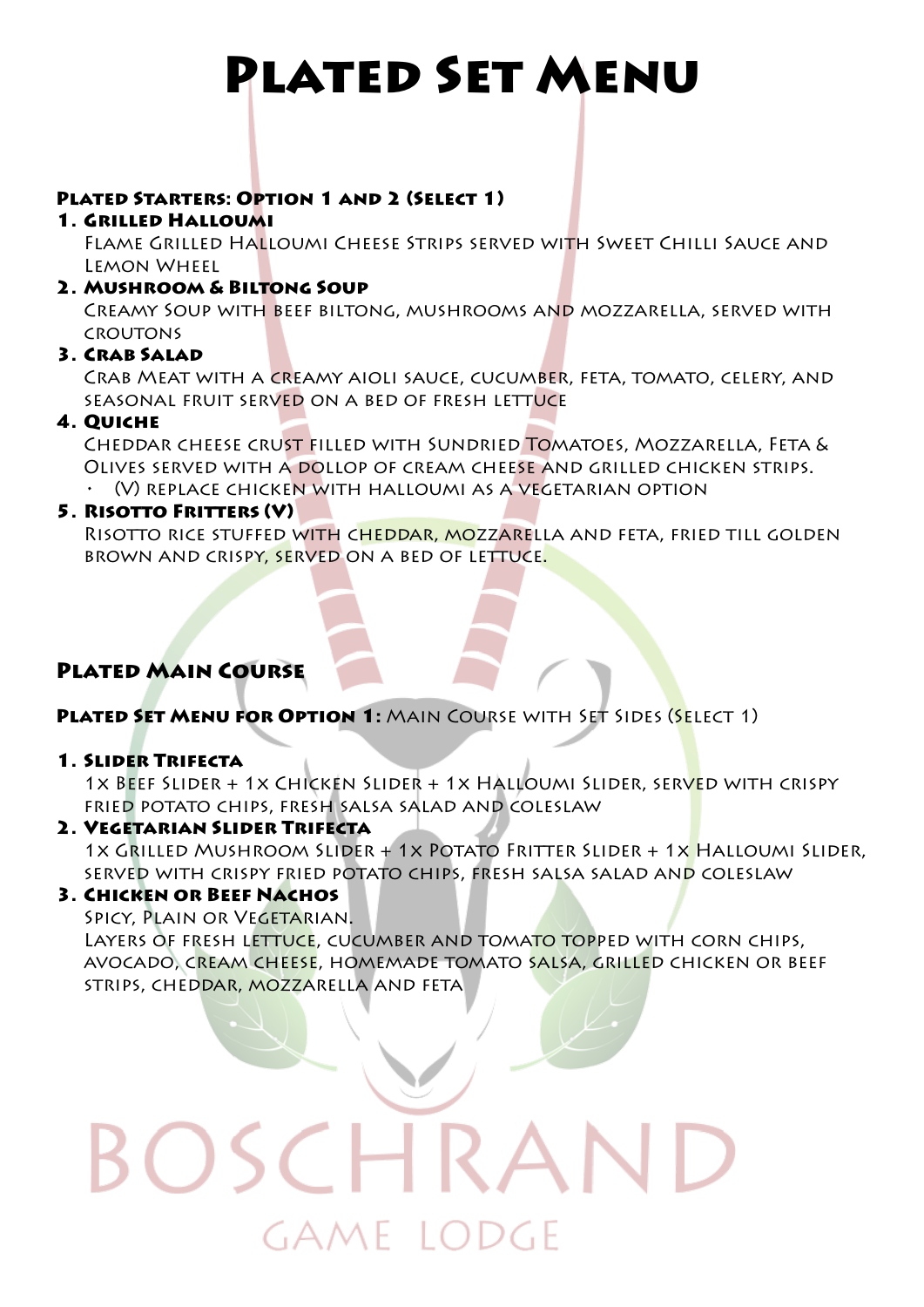# Plated Set Menu

**Plated Starters: Option 1 and 2 (Select 1)**

1. **Grilled Halloumi**
   Flame Grilled Halloumi Cheese Strips served with Sweet Chilli Sauce and Lemon Wheel
2. **Mushroom & Biltong Soup**
   Creamy Soup with beef biltong, mushrooms and mozzarella, served with croutons
3. **Crab Salad**
   Crab Meat with a creamy aioli sauce, cucumber, feta, tomato, celery, and seasonal fruit served on a bed of fresh lettuce
4. **Quiche**
   Cheddar cheese crust filled with Sundried Tomatoes, Mozzarella, Feta & Olives served with a dollop of cream cheese and grilled chicken strips.
   - (V) replace chicken with halloumi as a vegetarian option
5. **Risotto Fritters (V)**
   Risotto rice stuffed with cheddar, mozzarella and feta, fried till golden brown and crispy, served on a bed of lettuce.

## Plated Main Course

**Plated Set Menu for Option 1:** Main Course with Set Sides (Select 1)

1. **Slider Trifecta**
   1x Beef Slider + 1x Chicken Slider + 1x Halloumi Slider, served with crispy fried potato chips, fresh salsa salad and coleslaw
2. **Vegetarian Slider Trifecta**
   1x Grilled Mushroom Slider + 1x Potato Fritter Slider + 1x Halloumi Slider, served with crispy fried potato chips, fresh salsa salad and coleslaw
3. **Chicken or Beef Nachos**
   Spicy, Plain or Vegetarian.
   Layers of fresh lettuce, cucumber and tomato topped with corn chips, avocado, cream cheese, homemade tomato salsa, grilled chicken or beef strips, cheddar, mozzarella and feta

BOSCHRAND
GAME LODGE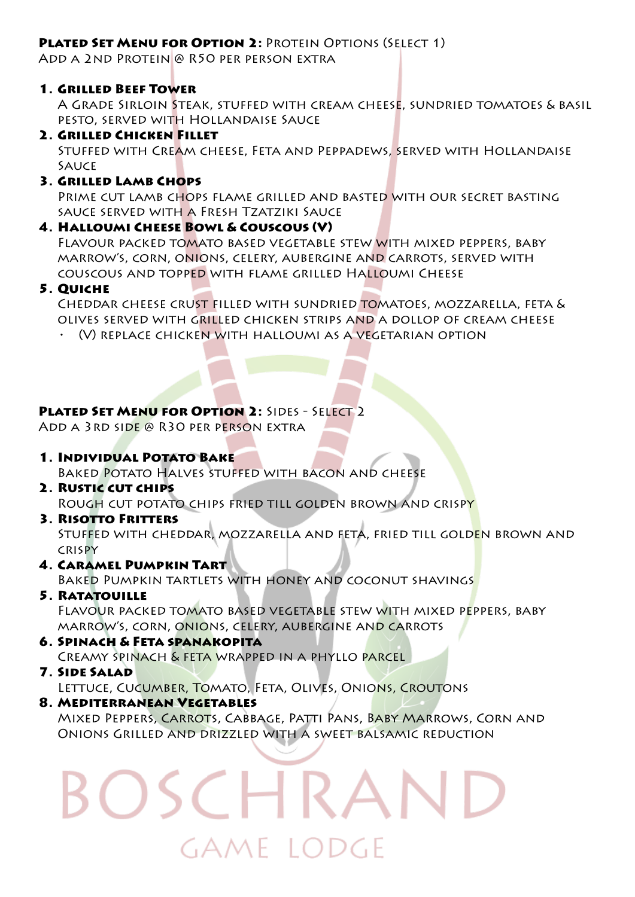**Plated Set Menu for Option 2:** Protein Options (Select 1)
Add a 2nd Protein @ R50 per person extra

1. **Grilled Beef Tower**
   A Grade Sirloin Steak, stuffed with cream cheese, sundried tomatoes & basil pesto, served with Hollandaise Sauce
2. **Grilled Chicken Fillet**
   Stuffed with Cream cheese, Feta and Peppadews, served with Hollandaise Sauce
3. **Grilled Lamb Chops**
   Prime cut lamb chops flame grilled and basted with our secret basting sauce served with a Fresh Tzatziki Sauce
4. **Halloumi Cheese Bowl & Couscous (V)**
   Flavour packed tomato based vegetable stew with mixed peppers, baby marrow's, corn, onions, celery, aubergine and carrots, served with couscous and topped with flame grilled Halloumi Cheese
5. **Quiche**
   Cheddar cheese crust filled with sundried tomatoes, mozzarella, feta & olives served with grilled chicken strips and a dollop of cream cheese
   - (V) replace chicken with halloumi as a vegetarian option

**Plated Set Menu for Option 2:** Sides - Select 2
Add a 3rd side @ R30 per person extra

1. **Individual Potato Bake**
   Baked Potato Halves stuffed with bacon and cheese
2. **Rustic cut chips**
   Rough cut potato chips fried till golden brown and crispy
3. **Risotto Fritters**
   Stuffed with cheddar, mozzarella and feta, fried till golden brown and crispy
4. **Caramel Pumpkin Tart**
   Baked Pumpkin tartlets with honey and coconut shavings
5. **Ratatouille**
   Flavour packed tomato based vegetable stew with mixed peppers, baby marrow's, corn, onions, celery, aubergine and carrots
6. **Spinach & Feta Spanakopita**
   Creamy spinach & feta wrapped in a phyllo parcel
7. **Side Salad**
   Lettuce, Cucumber, Tomato, Feta, Olives, Onions, Croutons
8. **Mediterranean Vegetables**
   Mixed Peppers, Carrots, Cabbage, Patti Pans, Baby Marrows, Corn and Onions Grilled and drizzled with a sweet balsamic reduction

BOSCHRAND
GAME LODGE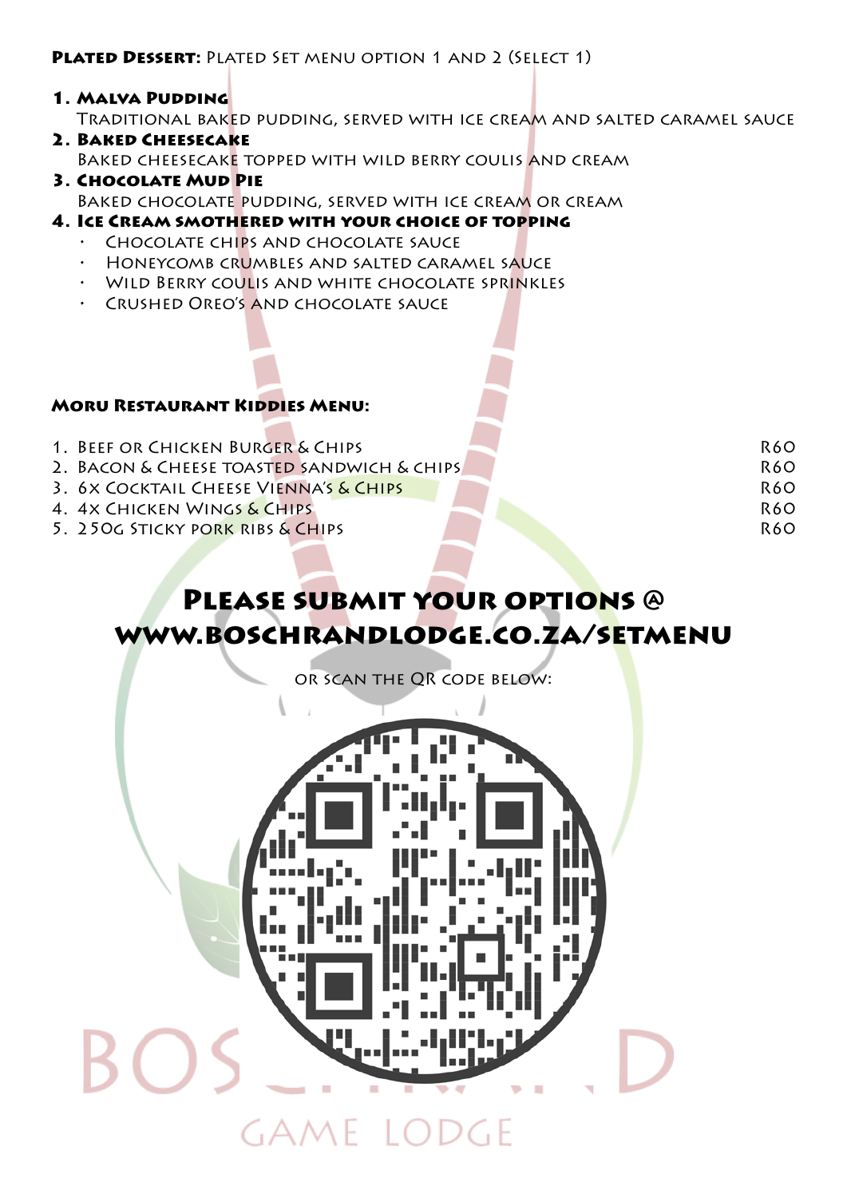**Plated Dessert:** Plated Set menu option 1 and 2 (Select 1)

1. **Malva Pudding**
   Traditional baked pudding, served with ice cream and salted caramel sauce
2. **Baked Cheesecake**
   Baked cheesecake topped with wild berry coulis and cream
3. **Chocolate Mud Pie**
   Baked chocolate pudding, served with ice cream or cream
4. **Ice Cream smothered with your choice of topping**
   - Chocolate chips and chocolate sauce
   - Honeycomb crumbles and salted caramel sauce
   - Wild Berry coulis and white chocolate sprinkles
   - Crushed Oreo's and chocolate sauce

**Moru Restaurant Kiddies Menu:**

| | |
|---|---|
| 1. Beef or Chicken Burger & Chips | R60 |
| 2. Bacon & Cheese toasted sandwich & chips | R60 |
| 3. 6x Cocktail Cheese Vienna's & Chips | R60 |
| 4. 4x Chicken Wings & Chips | R60 |
| 5. 250g Sticky pork ribs & Chips | R60 |

## Please submit your options @ www.boschrandlodge.co.za/setmenu

or scan the QR code below:

BOSCHRAND

GAME LODGE